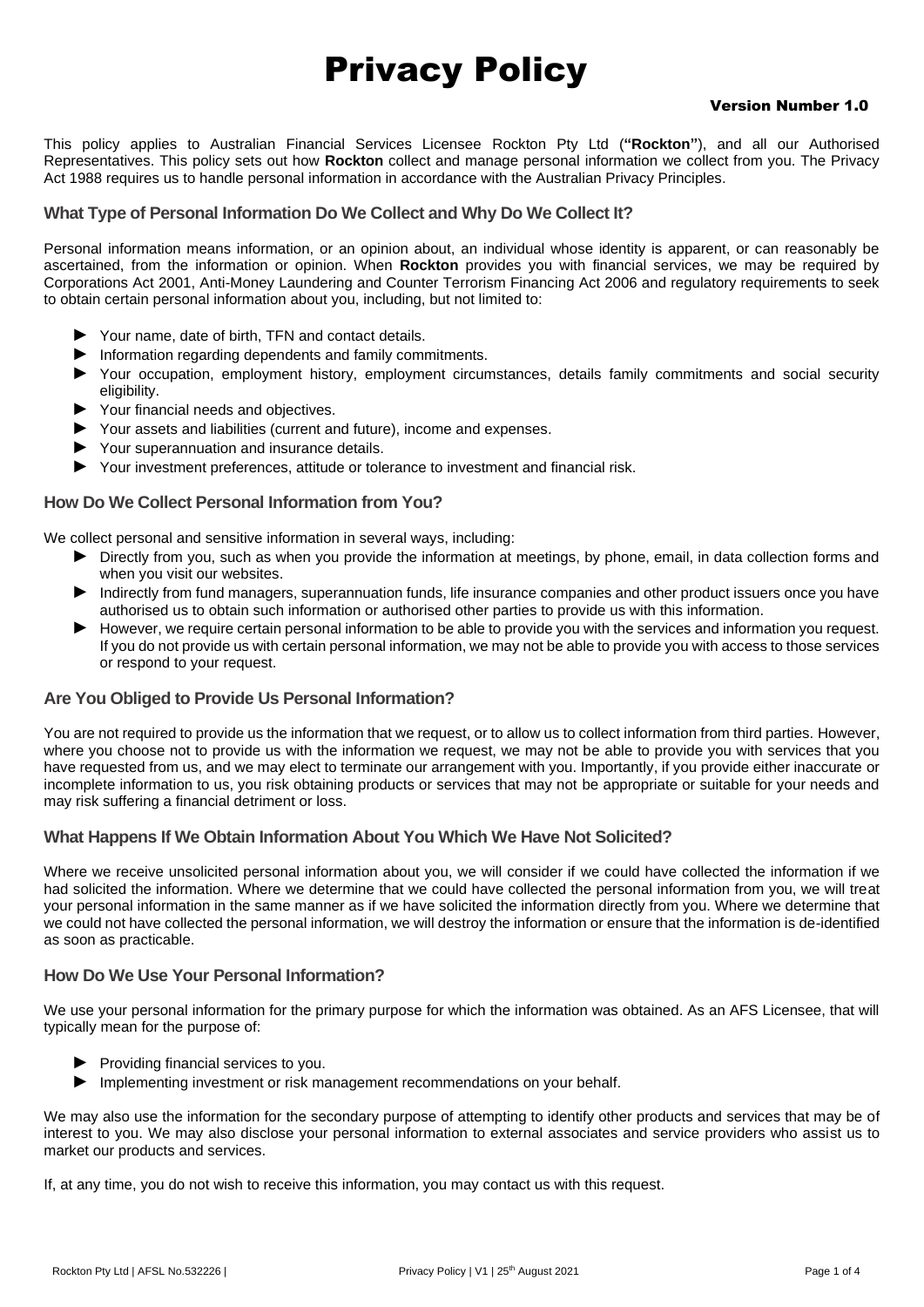# Privacy Policy

**Version Number 1.0**

This policy applies to Australian Financial Services Licensee Rockton Pty Ltd (**"Rockton"**), and all our Authorised Representatives. This policy sets out how **Rockton** collect and manage personal information we collect from you. The Privacy Act 1988 requires us to handle personal information in accordance with the Australian Privacy Principles.

## What Type of Personal Information Do We Collect and Why Do We Collect It?

Personal information means information, or an opinion about, an individual whose identity is apparent, or can reasonably be ascertained, from the information or opinion. When **Rockton** provides you with financial services, we may be required by Corporations Act 2001, Anti-Money Laundering and Counter Terrorism Financing Act 2006 and regulatory requirements to seek to obtain certain personal information about you, including, but not limited to:

- Your name, date of birth, TFN and contact details.
- Information regarding dependents and family commitments.
- Your occupation, employment history, employment circumstances, details family commitments and social security eligibility.
- Your financial needs and objectives.
- Your assets and liabilities (current and future), income and expenses.
- Your superannuation and insurance details.
- Your investment preferences, attitude or tolerance to investment and financial risk.

## How Do We Collect Personal Information from You?

We collect personal and sensitive information in several ways, including:

- Directly from you, such as when you provide the information at meetings, by phone, email, in data collection forms and when you visit our websites.
- Indirectly from fund managers, superannuation funds, life insurance companies and other product issuers once you have authorised us to obtain such information or authorised other parties to provide us with this information.
- However, we require certain personal information to be able to provide you with the services and information you request. If you do not provide us with certain personal information, we may not be able to provide you with access to those services or respond to your request.

## Are You Obliged to Provide Us Personal Information?

You are not required to provide us the information that we request, or to allow us to collect information from third parties. However, where you choose not to provide us with the information we request, we may not be able to provide you with services that you have requested from us, and we may elect to terminate our arrangement with you. Importantly, if you provide either inaccurate or incomplete information to us, you risk obtaining products or services that may not be appropriate or suitable for your needs and may risk suffering a financial detriment or loss.

## What Happens If We Obtain Information About You Which We Have Not Solicited?

Where we receive unsolicited personal information about you, we will consider if we could have collected the information if we had solicited the information. Where we determine that we could have collected the personal information from you, we will treat your personal information in the same manner as if we have solicited the information directly from you. Where we determine that we could not have collected the personal information, we will destroy the information or ensure that the information is de-identified as soon as practicable.

## How Do We Use Your Personal Information?

We use your personal information for the primary purpose for which the information was obtained. As an AFS Licensee, that will typically mean for the purpose of:

- Providing financial services to you.
- Implementing investment or risk management recommendations on your behalf.

We may also use the information for the secondary purpose of attempting to identify other products and services that may be of interest to you. We may also disclose your personal information to external associates and service providers who assist us to market our products and services.

If, at any time, you do not wish to receive this information, you may contact us with this request.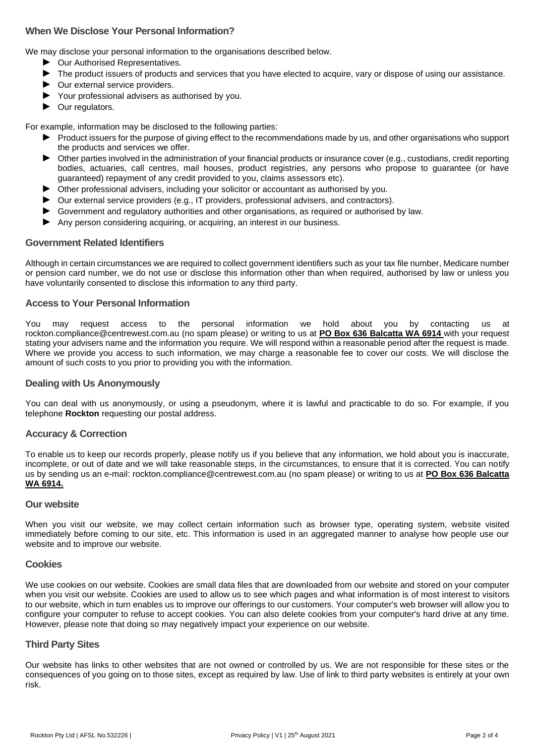## When We Disclose Your Personal Information?

We may disclose your personal information to the organisations described below.

- Our Authorised Representatives.
- The product issuers of products and services that you have elected to acquire, vary or dispose of using our assistance.
- Our external service providers.
- Your professional advisers as authorised by you.
- Our regulators.

For example, information may be disclosed to the following parties:

- Product issuers for the purpose of giving effect to the recommendations made by us, and other organisations who support the products and services we offer.
- Other parties involved in the administration of your financial products or insurance cover (e.g., custodians, credit reporting bodies, actuaries, call centres, mail houses, product registries, any persons who propose to guarantee (or have guaranteed) repayment of any credit provided to you, claims assessors etc).
- Other professional advisers, including your solicitor or accountant as authorised by you.
- Our external service providers (e.g., IT providers, professional advisers, and contractors).
- Government and regulatory authorities and other organisations, as required or authorised by law.
- Any person considering acquiring, or acquiring, an interest in our business.

## Government Related Identifiers

Although in certain circumstances we are required to collect government identifiers such as your tax file number, Medicare number or pension card number, we do not use or disclose this information other than when required, authorised by law or unless you have voluntarily consented to disclose this information to any third party.

## Access to Your Personal Information

You may request access to the personal information we hold about you by contacting us at rockton.compliance@centrewest.com.au (no spam please) or writing to us at **PO Box 636 Balcatta WA 6914** with your request stating your advisers name and the information you require. We will respond within a reasonable period after the request is made. Where we provide you access to such information, we may charge a reasonable fee to cover our costs. We will disclose the amount of such costs to you prior to providing you with the information.

## Dealing with Us Anonymously

You can deal with us anonymously, or using a pseudonym, where it is lawful and practicable to do so. For example, if you telephone **Rockton** requesting our postal address.

## Accuracy & Correction

To enable us to keep our records properly, please notify us if you believe that any information, we hold about you is inaccurate, incomplete, or out of date and we will take reasonable steps, in the circumstances, to ensure that it is corrected. You can notify us by sending us an e-mail: rockton.compliance@centrewest.com.au (no spam please) or writing to us at **PO Box 636 Balcatta WA 6914.**

## Our website

When you visit our website, we may collect certain information such as browser type, operating system, website visited immediately before coming to our site, etc. This information is used in an aggregated manner to analyse how people use our website and to improve our website.

## Cookies

We use cookies on our website. Cookies are small data files that are downloaded from our website and stored on your computer when you visit our website. Cookies are used to allow us to see which pages and what information is of most interest to visitors to our website, which in turn enables us to improve our offerings to our customers. Your computer's web browser will allow you to configure your computer to refuse to accept cookies. You can also delete cookies from your computer's hard drive at any time. However, please note that doing so may negatively impact your experience on our website.

## Third Party Sites

Our website has links to other websites that are not owned or controlled by us. We are not responsible for these sites or the consequences of you going on to those sites, except as required by law. Use of link to third party websites is entirely at your own risk.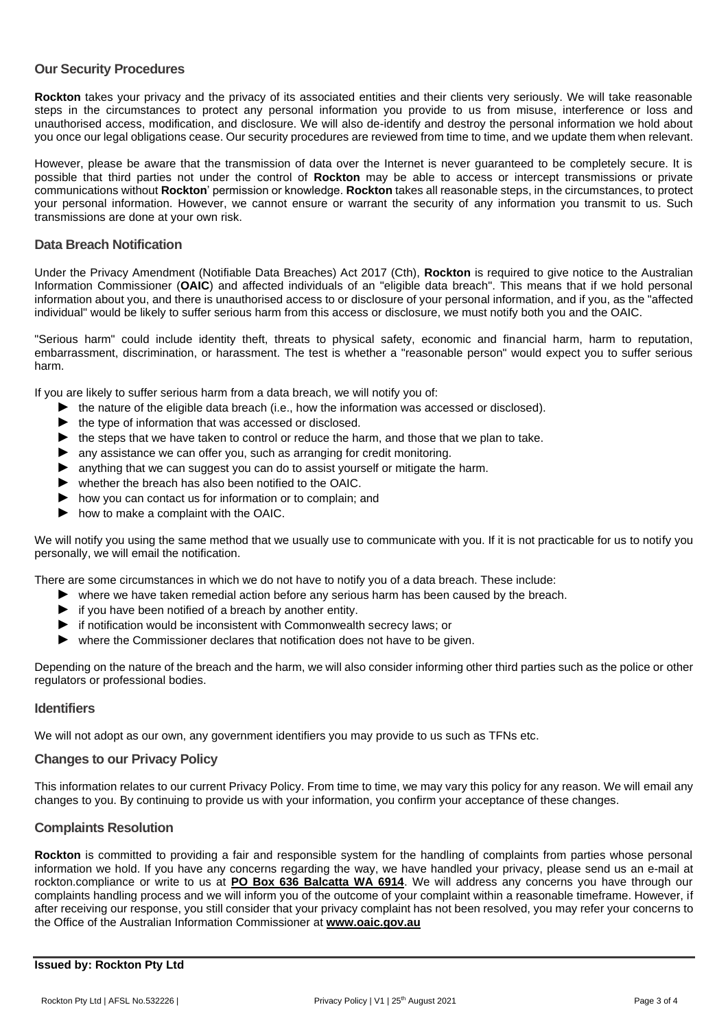## Our Security Procedures

**Rockton** takes your privacy and the privacy of its associated entities and their clients very seriously. We will take reasonable steps in the circumstances to protect any personal information you provide to us from misuse, interference or loss and unauthorised access, modification, and disclosure. We will also de-identify and destroy the personal information we hold about you once our legal obligations cease. Our security procedures are reviewed from time to time, and we update them when relevant.

However, please be aware that the transmission of data over the Internet is never guaranteed to be completely secure. It is possible that third parties not under the control of **Rockton** may be able to access or intercept transmissions or private communications without **Rockton**' permission or knowledge. **Rockton** takes all reasonable steps, in the circumstances, to protect your personal information. However, we cannot ensure or warrant the security of any information you transmit to us. Such transmissions are done at your own risk.

## Data Breach Notification

Under the Privacy Amendment (Notifiable Data Breaches) Act 2017 (Cth), **Rockton** is required to give notice to the Australian Information Commissioner (**OAIC**) and affected individuals of an "eligible data breach". This means that if we hold personal information about you, and there is unauthorised access to or disclosure of your personal information, and if you, as the "affected individual" would be likely to suffer serious harm from this access or disclosure, we must notify both you and the OAIC.

"Serious harm" could include identity theft, threats to physical safety, economic and financial harm, harm to reputation, embarrassment, discrimination, or harassment. The test is whether a "reasonable person" would expect you to suffer serious harm.

If you are likely to suffer serious harm from a data breach, we will notify you of:

- the nature of the eligible data breach (i.e., how the information was accessed or disclosed).
- the type of information that was accessed or disclosed.
- the steps that we have taken to control or reduce the harm, and those that we plan to take.
- any assistance we can offer you, such as arranging for credit monitoring.
- anything that we can suggest you can do to assist yourself or mitigate the harm.
- whether the breach has also been notified to the OAIC.
- how you can contact us for information or to complain; and
- how to make a complaint with the OAIC.

We will notify you using the same method that we usually use to communicate with you. If it is not practicable for us to notify you personally, we will email the notification.

There are some circumstances in which we do not have to notify you of a data breach. These include:

- where we have taken remedial action before any serious harm has been caused by the breach.
- if you have been notified of a breach by another entity.
- if notification would be inconsistent with Commonwealth secrecy laws; or
- where the Commissioner declares that notification does not have to be given.

Depending on the nature of the breach and the harm, we will also consider informing other third parties such as the police or other regulators or professional bodies.

## Identifiers

We will not adopt as our own, any government identifiers you may provide to us such as TFNs etc.

## Changes to our Privacy Policy

This information relates to our current Privacy Policy. From time to time, we may vary this policy for any reason. We will email any changes to you. By continuing to provide us with your information, you confirm your acceptance of these changes.

## Complaints Resolution

**Rockton** is committed to providing a fair and responsible system for the handling of complaints from parties whose personal information we hold. If you have any concerns regarding the way, we have handled your privacy, please send us an e-mail at rockton.compliance or write to us at **PO Box 636 Balcatta WA 6914**. We will address any concerns you have through our complaints handling process and we will inform you of the outcome of your complaint within a reasonable timeframe. However, if after receiving our response, you still consider that your privacy complaint has not been resolved, you may refer your concerns to the Office of the Australian Information Commissioner at **www.oaic.gov.au**

**Issued by: Rockton Pty Ltd**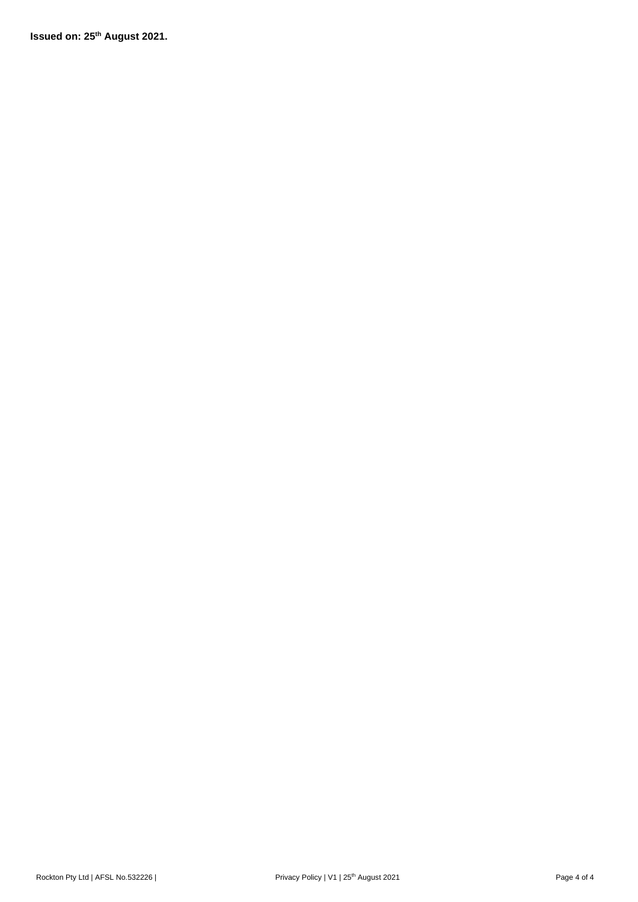**Issued on: 25th August 2021.**